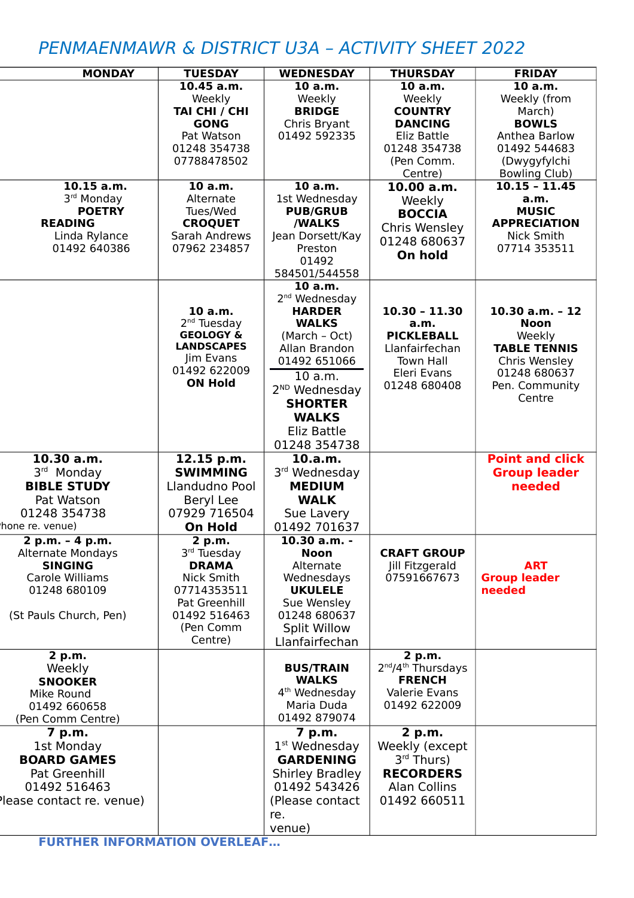# PENMAENMAWR & DISTRICT U3A – ACTIVITY SHEET 2022

| MONDAY | TUESDAY | WEDNESDAY | THURSDAY | FRIDAY |
|---|---|---|---|---|
| | **10.45 a.m.** Weekly **TAI CHI / CHI GONG** Pat Watson 01248 354738 07788478502 | **10 a.m.** Weekly **BRIDGE** Chris Bryant 01492 592335 | **10 a.m.** Weekly **COUNTRY DANCING** Eliz Battle 01248 354738 (Pen Comm. Centre) | **10 a.m.** Weekly (from March) **BOWLS** Anthea Barlow 01492 544683 (Dwygyfylchi Bowling Club) |
| **10.15 a.m.** 3rd Monday **POETRY READING** Linda Rylance 01492 640386 | **10 a.m.** Alternate Tues/Wed **CROQUET** Sarah Andrews 07962 234857 | **10 a.m.** 1st Wednesday **PUB/GRUB /WALKS** Jean Dorsett/Kay Preston 01492 584501/544558 | **10.00 a.m.** Weekly **BOCCIA** Chris Wensley 01248 680637 **On hold** | **10.15 – 11.45 a.m.** **MUSIC APPRECIATION** Nick Smith 07714 353511 |
| | **10 a.m.** 2nd Tuesday **GEOLOGY & LANDSCAPES** Jim Evans 01492 622009 **ON Hold** | **10 a.m.** 2nd Wednesday **HARDER WALKS** (March – Oct) Allan Brandon 01492 651066 <br> 10 a.m. 2ND Wednesday **SHORTER WALKS** Eliz Battle 01248 354738 | **10.30 – 11.30 a.m.** **PICKLEBALL** Llanfairfechan Town Hall Eleri Evans 01248 680408 | **10.30 a.m. – 12 Noon** Weekly **TABLE TENNIS** Chris Wensley 01248 680637 Pen. Community Centre |
| **10.30 a.m.** 3rd Monday **BIBLE STUDY** Pat Watson 01248 354738 (Phone re. venue) | **12.15 p.m.** **SWIMMING** Llandudno Pool Beryl Lee 07929 716504 **On Hold** | **10.a.m.** 3rd Wednesday **MEDIUM WALK** Sue Lavery 01492 701637 | | **Point and click Group leader needed** |
| **2 p.m. – 4 p.m.** Alternate Mondays **SINGING** Carole Williams 01248 680109 (St Pauls Church, Pen) | **2 p.m.** 3rd Tuesday **DRAMA** Nick Smith 07714353511 Pat Greenhill 01492 516463 (Pen Comm Centre) | **10.30 a.m. - Noon** Alternate Wednesdays **UKULELE** Sue Wensley 01248 680637 Split Willow Llanfairfechan | **CRAFT GROUP** Jill Fitzgerald 07591667673 | **ART Group leader needed** |
| **2 p.m.** Weekly **SNOOKER** Mike Round 01492 660658 (Pen Comm Centre) | | **BUS/TRAIN WALKS** 4th Wednesday Maria Duda 01492 879074 | **2 p.m.** 2nd/4th Thursdays **FRENCH** Valerie Evans 01492 622009 | |
| **7 p.m.** 1st Monday **BOARD GAMES** Pat Greenhill 01492 516463 (Please contact re. venue) | | **7 p.m.** 1st Wednesday **GARDENING** Shirley Bradley 01492 543426 (Please contact re. venue) | **2 p.m.** Weekly (except 3rd Thurs) **RECORDERS** Alan Collins 01492 660511 | |

**FURTHER INFORMATION OVERLEAF…**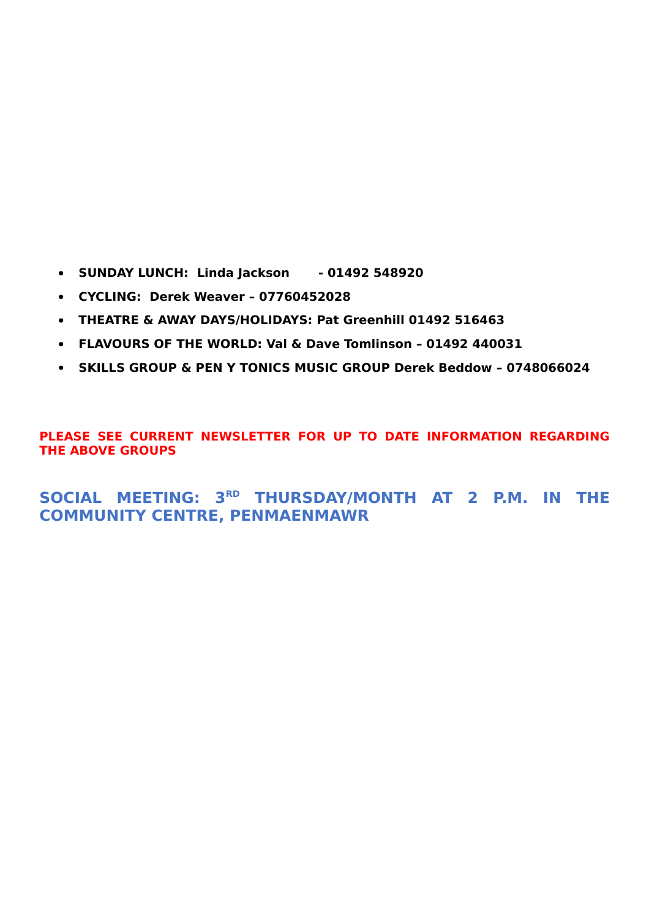- **SUNDAY LUNCH: Linda Jackson - 01492 548920**
- **CYCLING: Derek Weaver – 07760452028**
- **THEATRE & AWAY DAYS/HOLIDAYS: Pat Greenhill 01492 516463**
- **FLAVOURS OF THE WORLD: Val & Dave Tomlinson – 01492 440031**
- **SKILLS GROUP & PEN Y TONICS MUSIC GROUP Derek Beddow – 0748066024**

**PLEASE SEE CURRENT NEWSLETTER FOR UP TO DATE INFORMATION REGARDING THE ABOVE GROUPS**

## SOCIAL MEETING: 3RD THURSDAY/MONTH AT 2 P.M. IN THE COMMUNITY CENTRE, PENMAENMAWR